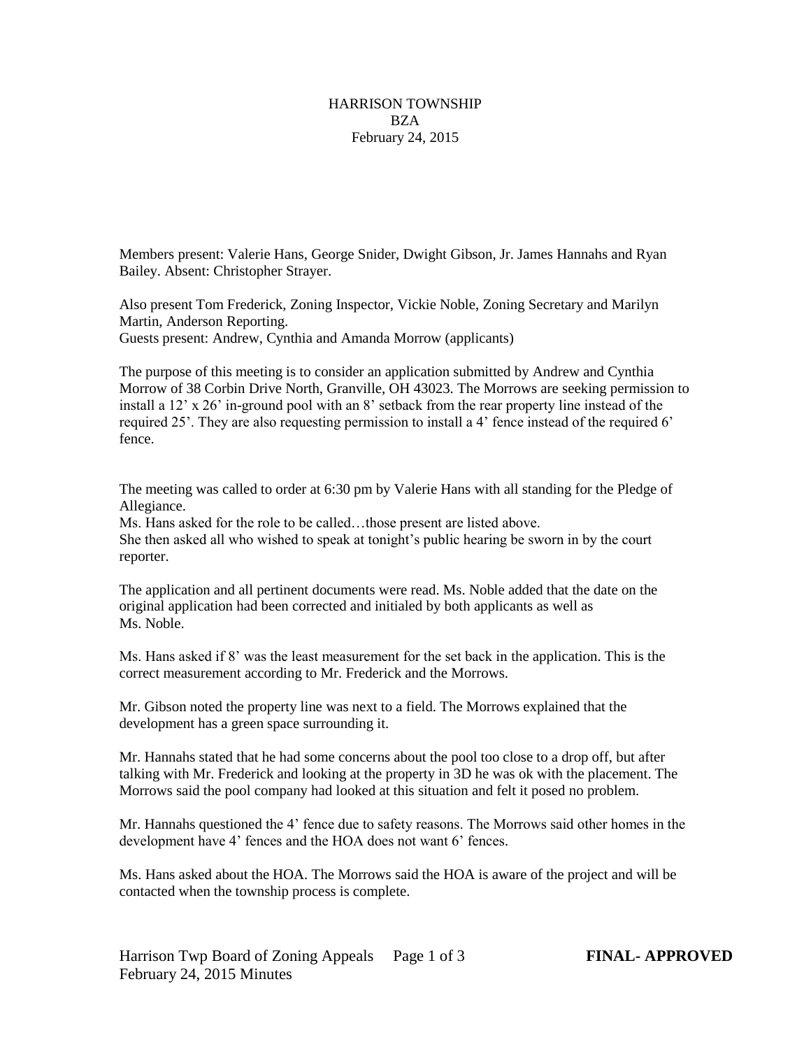# HARRISON TOWNSHIP
## BZA
### February 24, 2015

Members present: Valerie Hans, George Snider, Dwight Gibson, Jr. James Hannahs and Ryan Bailey. Absent: Christopher Strayer.

Also present Tom Frederick, Zoning Inspector, Vickie Noble, Zoning Secretary and Marilyn Martin, Anderson Reporting.
Guests present: Andrew, Cynthia and Amanda Morrow (applicants)

The purpose of this meeting is to consider an application submitted by Andrew and Cynthia Morrow of 38 Corbin Drive North, Granville, OH 43023. The Morrows are seeking permission to install a 12' x 26' in-ground pool with an 8' setback from the rear property line instead of the required 25'. They are also requesting permission to install a 4' fence instead of the required 6' fence.

The meeting was called to order at 6:30 pm by Valerie Hans with all standing for the Pledge of Allegiance.
Ms. Hans asked for the role to be called…those present are listed above.
She then asked all who wished to speak at tonight's public hearing be sworn in by the court reporter.

The application and all pertinent documents were read. Ms. Noble added that the date on the original application had been corrected and initialed by both applicants as well as Ms. Noble.

Ms. Hans asked if 8' was the least measurement for the set back in the application. This is the correct measurement according to Mr. Frederick and the Morrows.

Mr. Gibson noted the property line was next to a field. The Morrows explained that the development has a green space surrounding it.

Mr. Hannahs stated that he had some concerns about the pool too close to a drop off, but after talking with Mr. Frederick and looking at the property in 3D he was ok with the placement. The Morrows said the pool company had looked at this situation and felt it posed no problem.

Mr. Hannahs questioned the 4' fence due to safety reasons. The Morrows said other homes in the development have 4' fences and the HOA does not want 6' fences.

Ms. Hans asked about the HOA. The Morrows said the HOA is aware of the project and will be contacted when the township process is complete.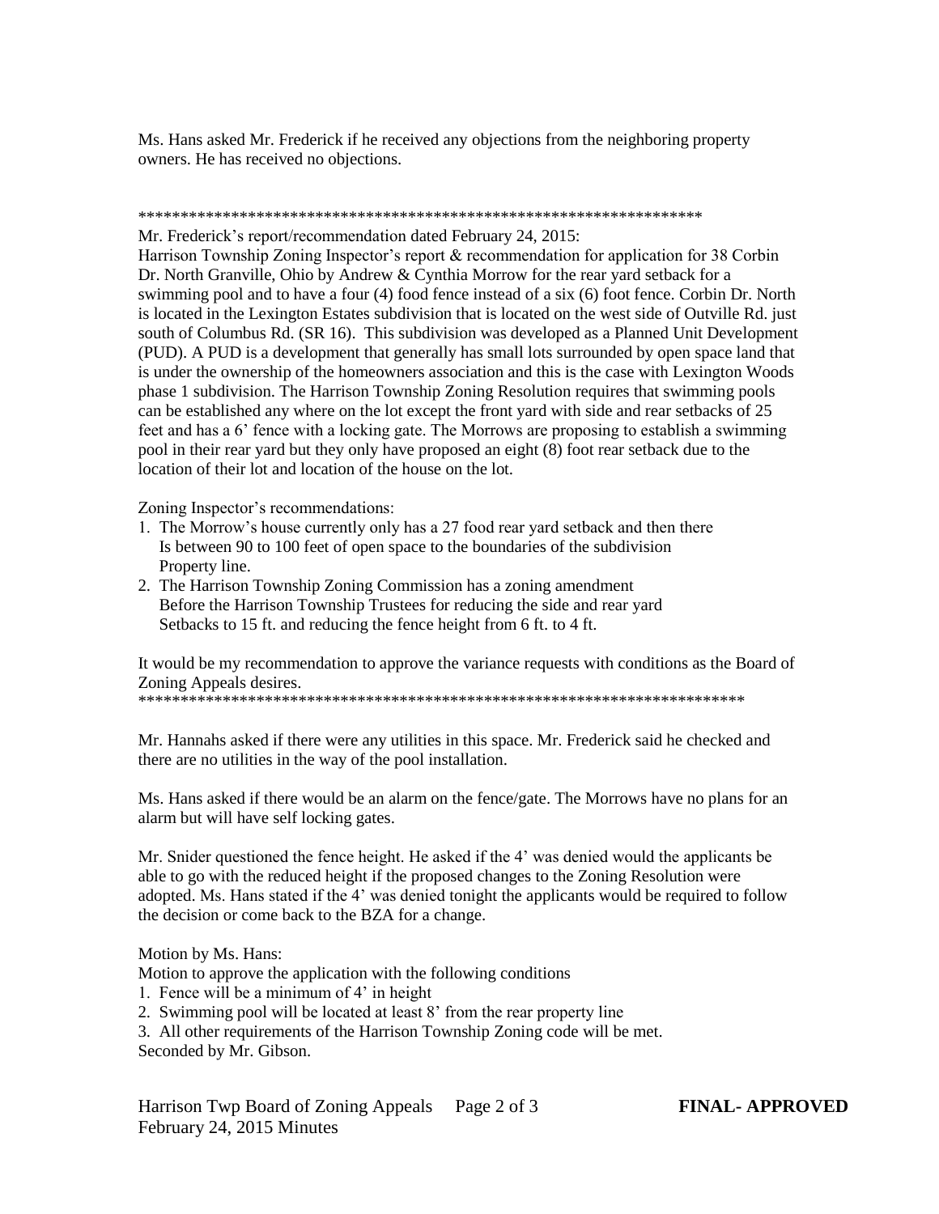Ms. Hans asked Mr. Frederick if he received any objections from the neighboring property owners. He has received no objections.

*********************************************************************

Mr. Frederick's report/recommendation dated February 24, 2015:
Harrison Township Zoning Inspector's report & recommendation for application for 38 Corbin Dr. North Granville, Ohio by Andrew & Cynthia Morrow for the rear yard setback for a swimming pool and to have a four (4) food fence instead of a six (6) foot fence. Corbin Dr. North is located in the Lexington Estates subdivision that is located on the west side of Outville Rd. just south of Columbus Rd. (SR 16). This subdivision was developed as a Planned Unit Development (PUD). A PUD is a development that generally has small lots surrounded by open space land that is under the ownership of the homeowners association and this is the case with Lexington Woods phase 1 subdivision. The Harrison Township Zoning Resolution requires that swimming pools can be established any where on the lot except the front yard with side and rear setbacks of 25 feet and has a 6' fence with a locking gate. The Morrows are proposing to establish a swimming pool in their rear yard but they only have proposed an eight (8) foot rear setback due to the location of their lot and location of the house on the lot.

Zoning Inspector's recommendations:

1. The Morrow's house currently only has a 27 food rear yard setback and then there Is between 90 to 100 feet of open space to the boundaries of the subdivision Property line.
2. The Harrison Township Zoning Commission has a zoning amendment Before the Harrison Township Trustees for reducing the side and rear yard Setbacks to 15 ft. and reducing the fence height from 6 ft. to 4 ft.

It would be my recommendation to approve the variance requests with conditions as the Board of Zoning Appeals desires.
*************************************************************************

Mr. Hannahs asked if there were any utilities in this space. Mr. Frederick said he checked and there are no utilities in the way of the pool installation.

Ms. Hans asked if there would be an alarm on the fence/gate. The Morrows have no plans for an alarm but will have self locking gates.

Mr. Snider questioned the fence height. He asked if the 4' was denied would the applicants be able to go with the reduced height if the proposed changes to the Zoning Resolution were adopted. Ms. Hans stated if the 4' was denied tonight the applicants would be required to follow the decision or come back to the BZA for a change.

Motion by Ms. Hans:
Motion to approve the application with the following conditions

1. Fence will be a minimum of 4' in height
2. Swimming pool will be located at least 8' from the rear property line
3. All other requirements of the Harrison Township Zoning code will be met.

Seconded by Mr. Gibson.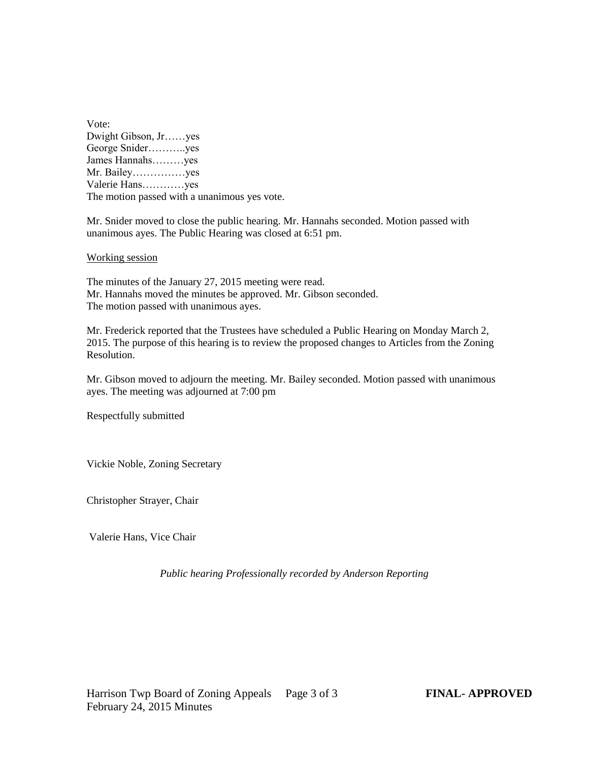Vote:
Dwight Gibson, Jr……yes
George Snider………..yes
James Hannahs………yes
Mr. Bailey……………yes
Valerie Hans…………yes
The motion passed with a unanimous yes vote.

Mr. Snider moved to close the public hearing. Mr. Hannahs seconded. Motion passed with unanimous ayes. The Public Hearing was closed at 6:51 pm.

<u>Working session</u>

The minutes of the January 27, 2015 meeting were read.
Mr. Hannahs moved the minutes be approved. Mr. Gibson seconded.
The motion passed with unanimous ayes.

Mr. Frederick reported that the Trustees have scheduled a Public Hearing on Monday March 2, 2015. The purpose of this hearing is to review the proposed changes to Articles from the Zoning Resolution.

Mr. Gibson moved to adjourn the meeting. Mr. Bailey seconded. Motion passed with unanimous ayes. The meeting was adjourned at 7:00 pm

Respectfully submitted

Vickie Noble, Zoning Secretary

Christopher Strayer, Chair

Valerie Hans, Vice Chair

*Public hearing Professionally recorded by Anderson Reporting*

**FINAL- APPROVED**